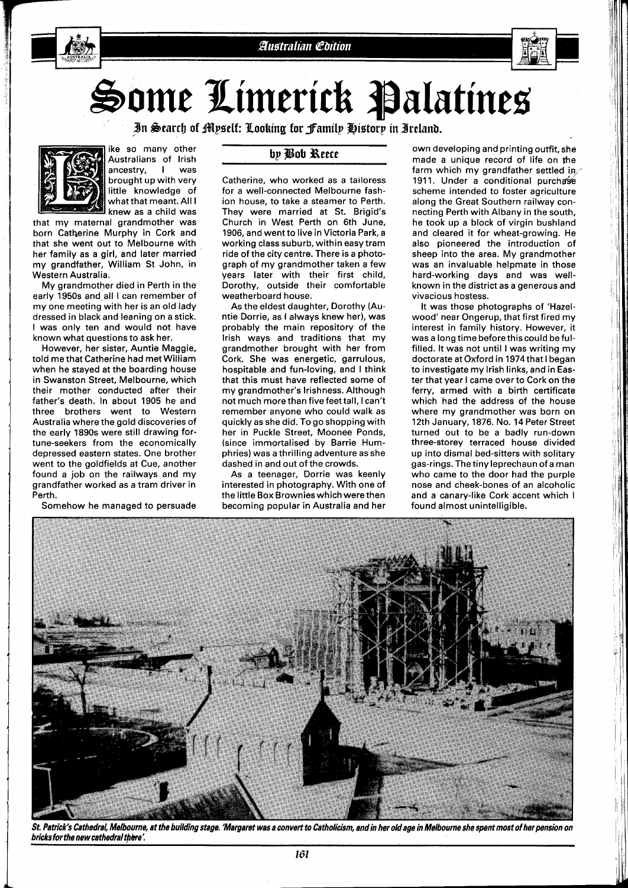# Some Limerick Palatines

## In Search of Myself: Looking for Family History in Ireland.

### by Bob Reece

Like so many other Australians of Irish ancestry, I was brought up with very little knowledge of what that meant. All I knew as a child was that my maternal grandmother was born Catherine Murphy in Cork and that she went out to Melbourne with her family as a girl, and later married my grandfather, William St John, in Western Australia.

My grandmother died in Perth in the early 1950s and all I can remember of my one meeting with her is an old lady dressed in black and leaning on a stick. I was only ten and would not have known what questions to ask her.

However, her sister, Auntie Maggie, told me that Catherine had met William when he stayed at the boarding house in Swanston Street, Melbourne, which their mother conducted after their father's death. In about 1905 he and three brothers went to Western Australia where the gold discoveries of the early 1890s were still drawing fortune-seekers from the economically depressed eastern states. One brother went to the goldfields at Cue, another found a job on the railways and my grandfather worked as a tram driver in Perth.

Somehow he managed to persuade Catherine, who worked as a tailoress for a well-connected Melbourne fashion house, to take a steamer to Perth. They were married at St. Brigid's Church in West Perth on 6th June, 1906, and went to live in Victoria Park, a working class suburb, within easy tram ride of the city centre. There is a photograph of my grandmother taken a few years later with their first child, Dorothy, outside their comfortable weatherboard house.

As the eldest daughter, Dorothy (Auntie Dorrie, as I always knew her), was probably the main repository of the Irish ways and traditions that my grandmother brought with her from Cork. She was energetic, garrulous, hospitable and fun-loving, and I think that this must have reflected some of my grandmother's Irishness. Although not much more than five feet tall, I can't remember anyone who could walk as quickly as she did. To go shopping with her in Puckle Street, Moonee Ponds, (since immortalised by Barrie Humphries) was a thrilling adventure as she dashed in and out of the crowds.

As a teenager, Dorrie was keenly interested in photography. With one of the little Box Brownies which were then becoming popular in Australia and her own developing and printing outfit, she made a unique record of life on the farm which my grandfather settled in 1911. Under a conditional purchase scheme intended to foster agriculture along the Great Southern railway connecting Perth with Albany in the south, he took up a block of virgin bushland and cleared it for wheat-growing. He also pioneered the introduction of sheep into the area. My grandmother was an invaluable helpmate in those hard-working days and was well-known in the district as a generous and vivacious hostess.

It was those photographs of 'Hazelwood' near Ongerup, that first fired my interest in family history. However, it was a long time before this could be fulfilled. It was not until I was writing my doctorate at Oxford in 1974 that I began to investigate my Irish links, and in Easter that year I came over to Cork on the ferry, armed with a birth certificate which had the address of the house where my grandmother was born on 12th January, 1876. No. 14 Peter Street turned out to be a badly run-down three-storey terraced house divided up into dismal bed-sitters with solitary gas-rings. The tiny leprechaun of a man who came to the door had the purple nose and cheek-bones of an alcoholic and a canary-like Cork accent which I found almost unintelligible.

*St. Patrick's Cathedral, Melbourne, at the building stage. 'Margaret was a convert to Catholicism, and in her old age in Melbourne she spent most of her pension on bricks for the new cathedral there'.*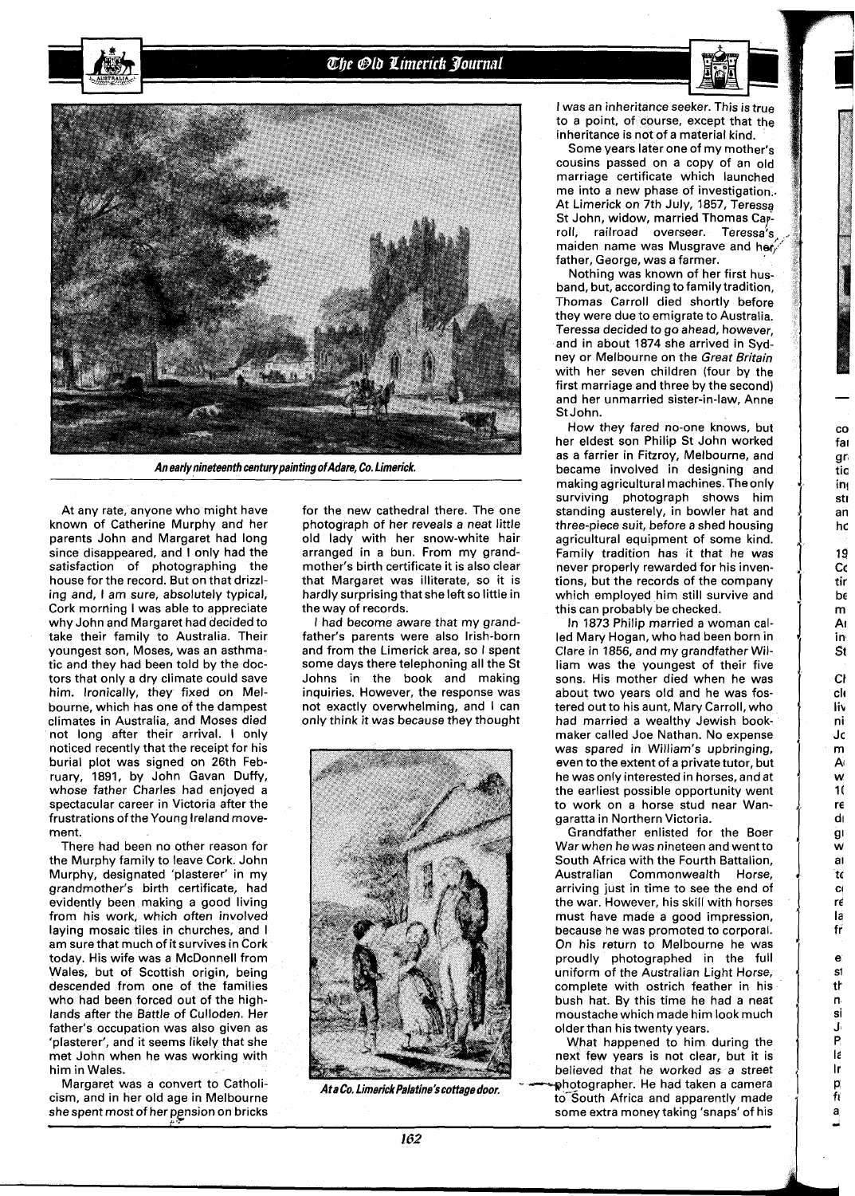*An early nineteenth century painting of Adare, Co. Limerick.*

At any rate, anyone who might have known of Catherine Murphy and her parents John and Margaret had long since disappeared, and I only had the satisfaction of photographing the house for the record. But on that drizzling and, I am sure, absolutely typical, Cork morning I was able to appreciate why John and Margaret had decided to take their family to Australia. Their youngest son, Moses, was an asthmatic and they had been told by the doctors that only a dry climate could save him. Ironically, they fixed on Melbourne, which has one of the dampest climates in Australia, and Moses died not long after their arrival. I only noticed recently that the receipt for his burial plot was signed on 26th February, 1891, by John Gavan Duffy, whose father Charles had enjoyed a spectacular career in Victoria after the frustrations of the Young Ireland movement.

There had been no other reason for the Murphy family to leave Cork. John Murphy, designated 'plasterer' in my grandmother's birth certificate, had evidently been making a good living from his work, which often involved laying mosaic tiles in churches, and I am sure that much of it survives in Cork today. His wife was a McDonnell from Wales, but of Scottish origin, being descended from one of the families who had been forced out of the highlands after the Battle of Culloden. Her father's occupation was also given as 'plasterer', and it seems likely that she met John when he was working with him in Wales.

Margaret was a convert to Catholicism, and in her old age in Melbourne she spent most of her pension on bricks for the new cathedral there. The one photograph of her reveals a neat little old lady with her snow-white hair arranged in a bun. From my grandmother's birth certificate it is also clear that Margaret was illiterate, so it is hardly surprising that she left so little in the way of records.

I had become aware that my grandfather's parents were also Irish-born and from the Limerick area, so I spent some days there telephoning all the St Johns in the book and making inquiries. However, the response was not exactly overwhelming, and I can only think it was because they thought I was an inheritance seeker. This is true to a point, of course, except that the inheritance is not of a material kind.

*At a Co. Limerick Palatine's cottage door.*

Some years later one of my mother's cousins passed on a copy of an old marriage certificate which launched me into a new phase of investigation. At Limerick on 7th July, 1857, Teressa St John, widow, married Thomas Carroll, railroad overseer. Teressa's maiden name was Musgrave and her father, George, was a farmer.

Nothing was known of her first husband, but, according to family tradition, Thomas Carroll died shortly before they were due to emigrate to Australia. Teressa decided to go ahead, however, and in about 1874 she arrived in Sydney or Melbourne on the *Great Britain* with her seven children (four by the first marriage and three by the second) and her unmarried sister-in-law, Anne St John.

How they fared no-one knows, but her eldest son Philip St John worked as a farrier in Fitzroy, Melbourne, and became involved in designing and making agricultural machines. The only surviving photograph shows him standing austerely, in bowler hat and three-piece suit, before a shed housing agricultural equipment of some kind. Family tradition has it that he was never properly rewarded for his inventions, but the records of the company which employed him still survive and this can probably be checked.

In 1873 Philip married a woman called Mary Hogan, who had been born in Clare in 1856, and my grandfather William was the youngest of their five sons. His mother died when he was about two years old and he was fostered out to his aunt, Mary Carroll, who had married a wealthy Jewish bookmaker called Joe Nathan. No expense was spared in William's upbringing, even to the extent of a private tutor, but he was only interested in horses, and at the earliest possible opportunity went to work on a horse stud near Wangaratta in Northern Victoria.

Grandfather enlisted for the Boer War when he was nineteen and went to South Africa with the Fourth Battalion, Australian Commonwealth Horse, arriving just in time to see the end of the war. However, his skill with horses must have made a good impression, because he was promoted to corporal. On his return to Melbourne he was proudly photographed in the full uniform of the Australian Light Horse, complete with ostrich feather in his bush hat. By this time he had a neat moustache which made him look much older than his twenty years.

What happened to him during the next few years is not clear, but it is believed that he worked as a street photographer. He had taken a camera to South Africa and apparently made some extra money taking 'snaps' of his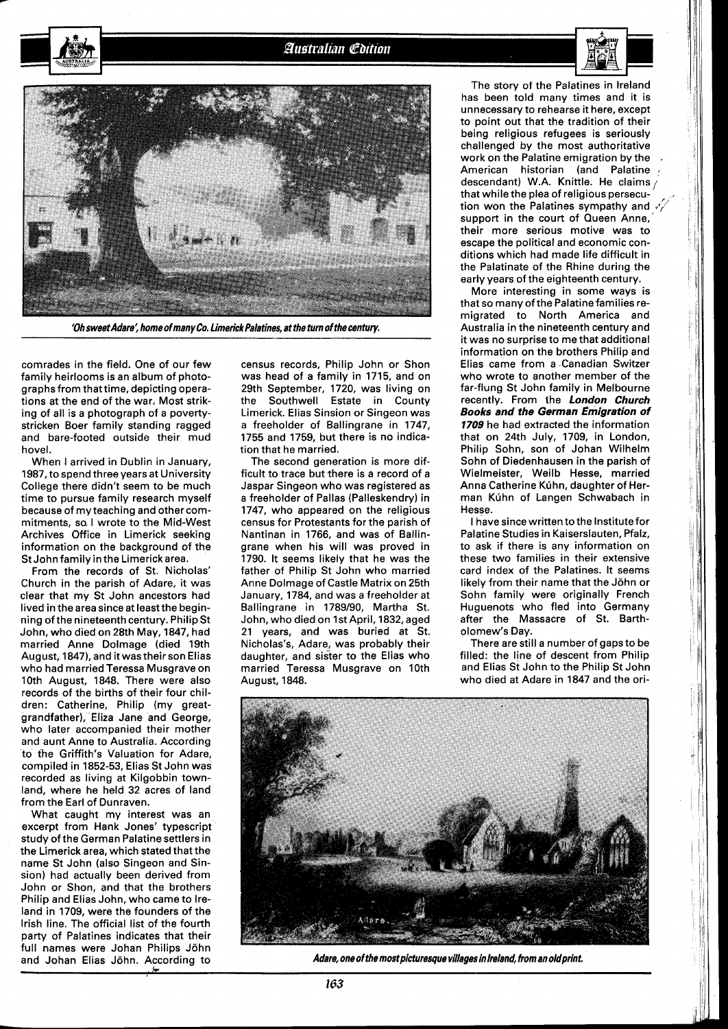'Oh sweet Adare', home of many Co. Limerick Palatines, at the turn of the century.

comrades in the field. One of our few family heirlooms is an album of photographs from that time, depicting operations at the end of the war. Most striking of all is a photograph of a poverty-stricken Boer family standing ragged and bare-footed outside their mud hovel.

When I arrived in Dublin in January, 1987, to spend three years at University College there didn't seem to be much time to pursue family research myself because of my teaching and other commitments, so I wrote to the Mid-West Archives Office in Limerick seeking information on the background of the St John family in the Limerick area.

From the records of St. Nicholas' Church in the parish of Adare, it was clear that my St John ancestors had lived in the area since at least the beginning of the nineteenth century. Philip St John, who died on 28th May, 1847, had married Anne Dolmage (died 19th August, 1847), and it was their son Elias who had married Teressa Musgrave on 10th August, 1848. There were also records of the births of their four children: Catherine, Philip (my great-grandfather), Eliza Jane and George, who later accompanied their mother and aunt Anne to Australia. According to the Griffith's Valuation for Adare, compiled in 1852-53, Elias St John was recorded as living at Kilgobbin townland, where he held 32 acres of land from the Earl of Dunraven.

What caught my interest was an excerpt from Hank Jones' typescript study of the German Palatine settlers in the Limerick area, which stated that the name St John (also Singeon and Sinsion) had actually been derived from John or Shon, and that the brothers Philip and Elias John, who came to Ireland in 1709, were the founders of the Irish line. The official list of the fourth party of Palatines indicates that their full names were Johan Philips Jöhn and Johan Elias Jöhn. According to census records, Philip John or Shon was head of a family in 1715, and on 29th September, 1720, was living on the Southwell Estate in County Limerick. Elias Sinsion or Singeon was a freeholder of Ballingrane in 1747, 1755 and 1759, but there is no indication that he married.

The second generation is more difficult to trace but there is a record of a Jaspar Singeon who was registered as a freeholder of Pallas (Palleskendry) in 1747, who appeared on the religious census for Protestants for the parish of Nantinan in 1766, and was of Ballingrane when his will was proved in 1790. It seems likely that he was the father of Philip St John who married Anne Dolmage of Castle Matrix on 25th January, 1784, and was a freeholder at Ballingrane in 1789/90, Martha St. John, who died on 1st April, 1832, aged 21 years, and was buried at St. Nicholas's, Adare, was probably their daughter, and sister to the Elias who married Teressa Musgrave on 10th August, 1848.

The story of the Palatines in Ireland has been told many times and it is unnecessary to rehearse it here, except to point out that the tradition of their being religious refugees is seriously challenged by the most authoritative work on the Palatine emigration by the American historian (and Palatine descendant) W.A. Knittle. He claims that while the plea of religious persecution won the Palatines sympathy and support in the court of Queen Anne, their more serious motive was to escape the political and economic conditions which had made life difficult in the Palatinate of the Rhine during the early years of the eighteenth century.

More interesting in some ways is that so many of the Palatine families re-migrated to North America and Australia in the nineteenth century and it was no surprise to me that additional information on the brothers Philip and Elias came from a Canadian Switzer who wrote to another member of the far-flung St John family in Melbourne recently. From the ***London Church Books and the German Emigration of 1709*** he had extracted the information that on 24th July, 1709, in London, Philip Sohn, son of Johan Wilhelm Sohn of Diedenhausen in the parish of Wielmeister, Weilb Hesse, married Anna Catherine Kúhn, daughter of Herman Kúhn of Langen Schwabach in Hesse.

I have since written to the Institute for Palatine Studies in Kaiserslautern, Pfalz, to ask if there is any information on these two families in their extensive card index of the Palatines. It seems likely from their name that the Jöhn or Sohn family were originally French Huguenots who fled into Germany after the Massacre of St. Bartholomew's Day.

There are still a number of gaps to be filled: the line of descent from Philip and Elias St John to the Philip St John who died at Adare in 1847 and the ori-

Adare, one of the most picturesque villages in Ireland, from an old print.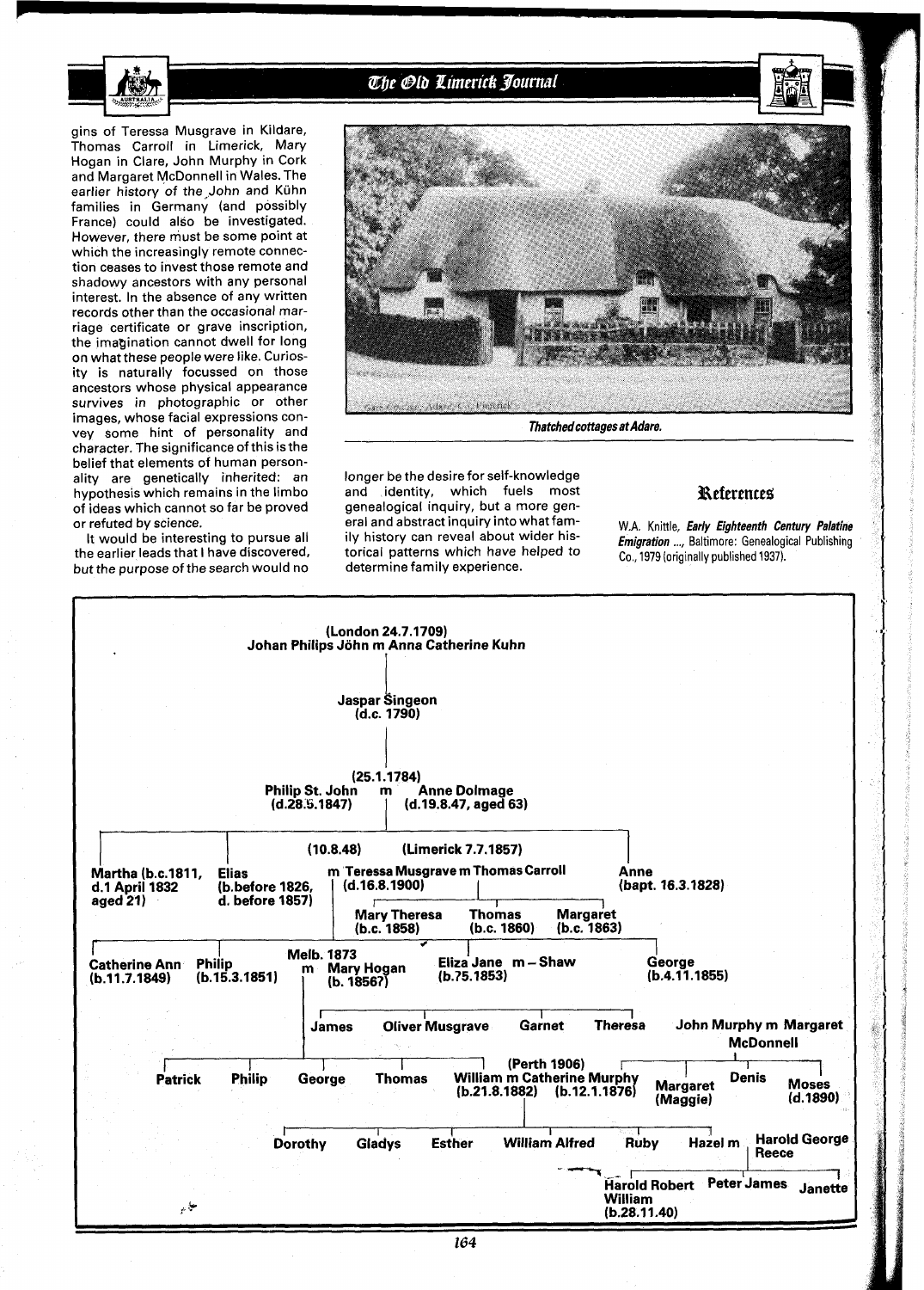gins of Teressa Musgrave in Kildare, Thomas Carroll in Limerick, Mary Hogan in Clare, John Murphy in Cork and Margaret McDonnell in Wales. The earlier history of the John and Kühn families in Germany (and possibly France) could also be investigated. However, there must be some point at which the increasingly remote connection ceases to invest those remote and shadowy ancestors with any personal interest. In the absence of any written records other than the occasional marriage certificate or grave inscription, the imagination cannot dwell for long on what these people were like. Curiosity is naturally focussed on those ancestors whose physical appearance survives in photographic or other images, whose facial expressions convey some hint of personality and character. The significance of this is the belief that elements of human personality are genetically inherited: an hypothesis which remains in the limbo of ideas which cannot so far be proved or refuted by science.

It would be interesting to pursue all the earlier leads that I have discovered, but the purpose of the search would no longer be the desire for self-knowledge and identity, which fuels most genealogical inquiry, but a more general and abstract inquiry into what family history can reveal about wider historical patterns which have helped to determine family experience.

*Thatched cottages at Adare.*

## References

W.A. Knittle, ***Early Eighteenth Century Palatine Emigration ...***, Baltimore: Genealogical Publishing Co., 1979 (originally published 1937).

(London 24.7.1709)
Johan Philips Jöhn m Anna Catherine Kuhn

Jaspar Singeon
(d.c. 1790)

(25.1.1784)
Philip St. John m Anne Dolmage
(d.28.5.1847) (d.19.8.47, aged 63)

Martha (b.c.1811, d.1 April 1832 aged 21)
Elias (b.before 1826, d. before 1857)
(10.8.48) m Teressa Musgrave (d.16.8.1900)
(Limerick 7.7.1857) m Thomas Carroll
Anne (bapt. 16.3.1828)

Mary Theresa (b.c. 1858)
Thomas (b.c. 1860)
Margaret (b.c. 1863)

Catherine Ann (b.11.7.1849)
Philip (b.15.3.1851)
Melb. 1873 m Mary Hogan (b. 1856?)
Eliza Jane (b.?5.1853) m – Shaw
George (b.4.11.1855)

James
Oliver Musgrave
Garnet
Theresa
John Murphy m Margaret McDonnell

Patrick
Philip
George
Thomas
(Perth 1906)
William (b.21.8.1882) m Catherine Murphy (b.12.1.1876)
Margaret (Maggie)
Denis
Moses (d.1890)

Dorothy
Gladys
Esther
William Alfred
Ruby
Hazel m Harold George Reece

Harold Robert William (b.28.11.40)
Peter James
Janette